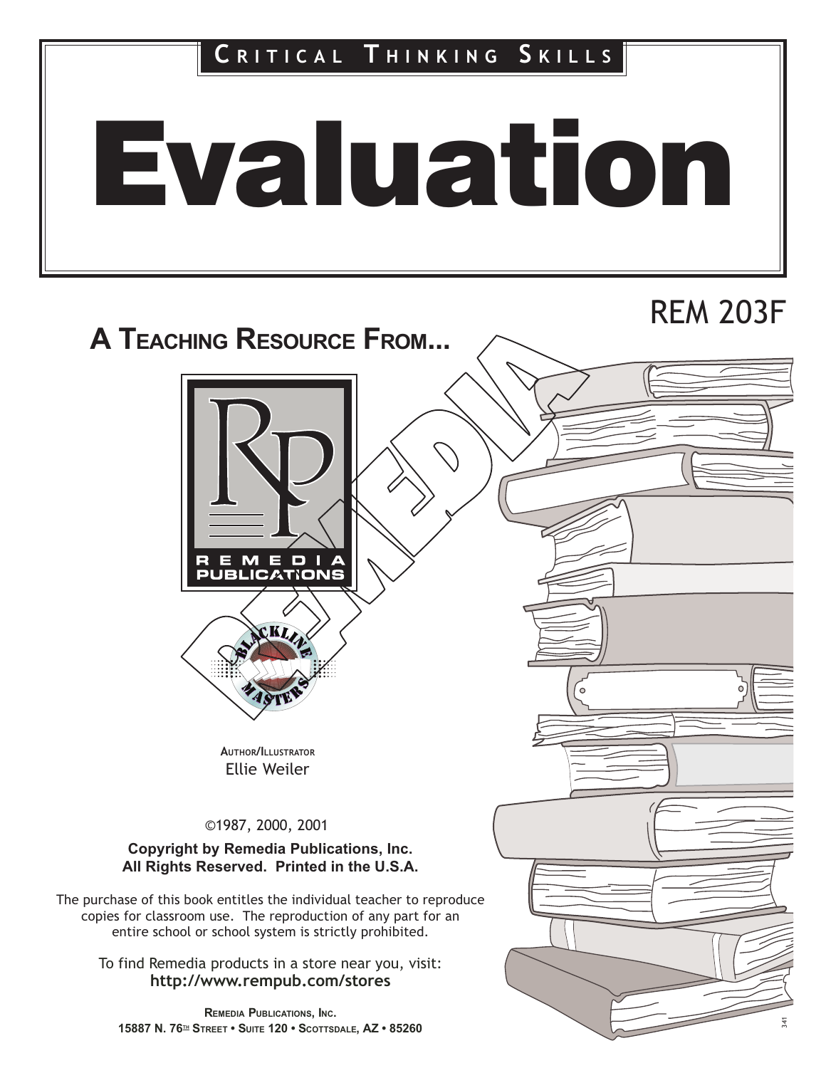CRITICAL THINKING SKILLS

# Evaluation

REM 203F

**A TEACHING RESOURCE FROM...**

REMEDIA PUBLICATIONS

BLACKLINE MASTERS

AUTHOR/ILLUSTRATOR
Ellie Weiler

©1987, 2000, 2001

**Copyright by Remedia Publications, Inc.**
**All Rights Reserved. Printed in the U.S.A.**

The purchase of this book entitles the individual teacher to reproduce copies for classroom use. The reproduction of any part for an entire school or school system is strictly prohibited.

To find Remedia products in a store near you, visit:
**http://www.rempub.com/stores**

**REMEDIA PUBLICATIONS, INC.**
**15887 N. 76TH STREET • SUITE 120 • SCOTTSDALE, AZ • 85260**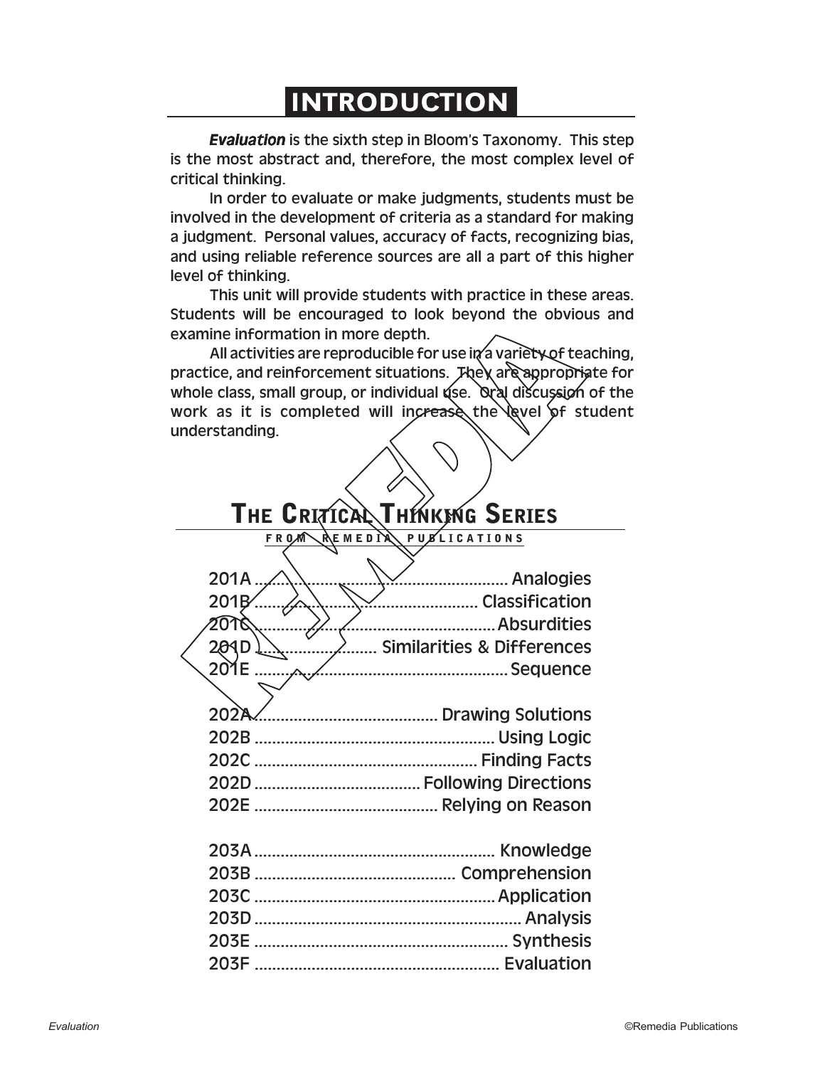# INTRODUCTION

***Evaluation*** is the sixth step in Bloom's Taxonomy. This step is the most abstract and, therefore, the most complex level of critical thinking.

In order to evaluate or make judgments, students must be involved in the development of criteria as a standard for making a judgment. Personal values, accuracy of facts, recognizing bias, and using reliable reference sources are all a part of this higher level of thinking.

This unit will provide students with practice in these areas. Students will be encouraged to look beyond the obvious and examine information in more depth.

All activities are reproducible for use in a variety of teaching, practice, and reinforcement situations. They are appropriate for whole class, small group, or individual use. Oral discussion of the work as it is completed will increase the level of student understanding.

## The Critical Thinking Series

FROM REMEDIA PUBLICATIONS

201A .......... Analogies
201B .......... Classification
201C .......... Absurdities
201D .......... Similarities & Differences
201E .......... Sequence

202A .......... Drawing Solutions
202B .......... Using Logic
202C .......... Finding Facts
202D .......... Following Directions
202E .......... Relying on Reason

203A .......... Knowledge
203B .......... Comprehension
203C .......... Application
203D .......... Analysis
203E .......... Synthesis
203F .......... Evaluation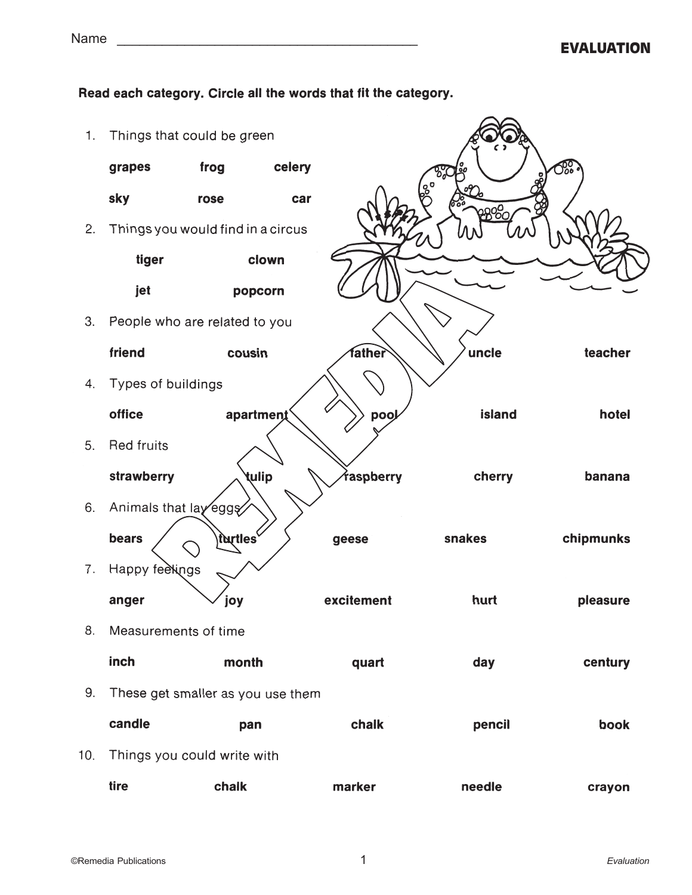Name ________________________________________

## EVALUATION

**Read each category. Circle all the words that fit the category.**

1. Things that could be green

   **grapes** **frog** **celery**

   **sky** **rose** **car**

2. Things you would find in a circus

   **tiger** **clown**

   **jet** **popcorn**

3. People who are related to you

   **friend** **cousin** **father** **uncle** **teacher**

4. Types of buildings

   **office** **apartment** **pool** **island** **hotel**

5. Red fruits

   **strawberry** **tulip** **raspberry** **cherry** **banana**

6. Animals that lay eggs

   **bears** **turtles** **geese** **snakes** **chipmunks**

7. Happy feelings

   **anger** **joy** **excitement** **hurt** **pleasure**

8. Measurements of time

   **inch** **month** **quart** **day** **century**

9. These get smaller as you use them

   **candle** **pan** **chalk** **pencil** **book**

10. Things you could write with

    **tire** **chalk** **marker** **needle** **crayon**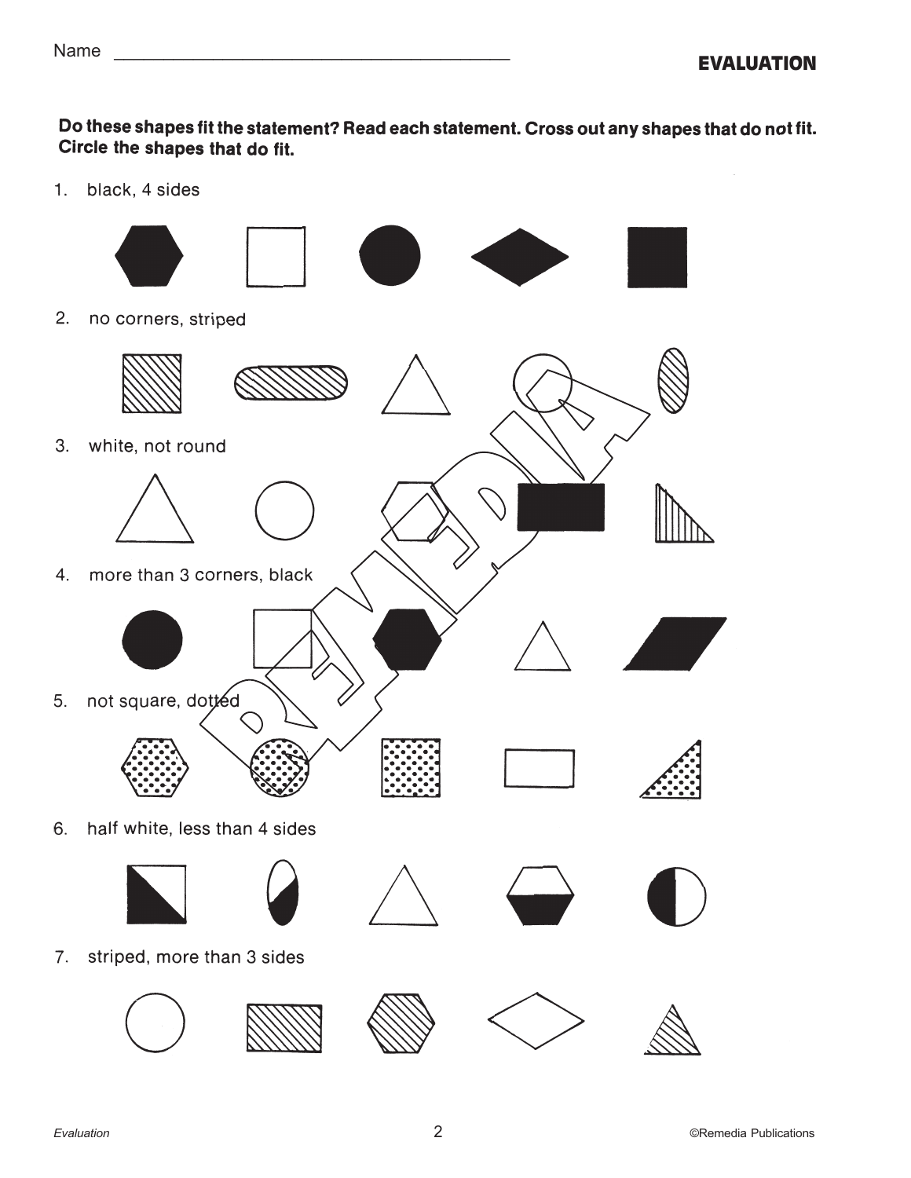Name ________________________________________

**EVALUATION**

**Do these shapes fit the statement? Read each statement. Cross out any shapes that do not fit. Circle the shapes that do fit.**

1. black, 4 sides

2. no corners, striped

3. white, not round

4. more than 3 corners, black

5. not square, dotted

6. half white, less than 4 sides

7. striped, more than 3 sides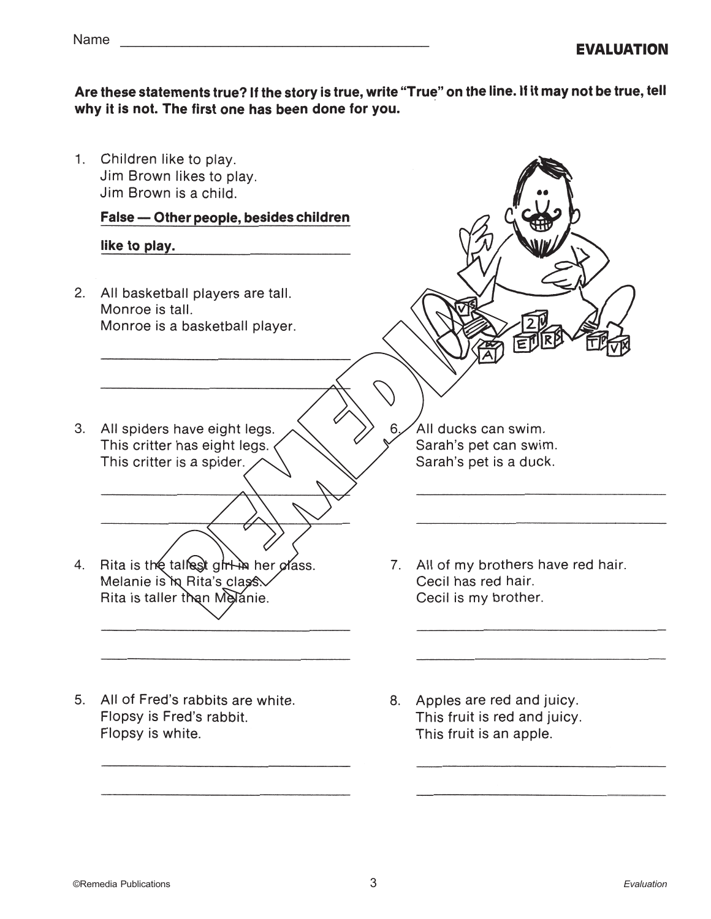Name ________________________________________

## EVALUATION

**Are these statements true? If the story is true, write "True" on the line. If it may not be true, tell why it is not. The first one has been done for you.**

1. Children like to play.
   Jim Brown likes to play.
   Jim Brown is a child.

   **False — Other people, besides children like to play.**

2. All basketball players are tall.
   Monroe is tall.
   Monroe is a basketball player.

   ________________________________________

   ________________________________________

3. All spiders have eight legs.
   This critter has eight legs.
   This critter is a spider.

   ________________________________________

   ________________________________________

4. Rita is the tallest girl in her class.
   Melanie is in Rita's class.
   Rita is taller than Melanie.

   ________________________________________

   ________________________________________

5. All of Fred's rabbits are white.
   Flopsy is Fred's rabbit.
   Flopsy is white.

   ________________________________________

   ________________________________________

6. All ducks can swim.
   Sarah's pet can swim.
   Sarah's pet is a duck.

   ________________________________________

   ________________________________________

7. All of my brothers have red hair.
   Cecil has red hair.
   Cecil is my brother.

   ________________________________________

   ________________________________________

8. Apples are red and juicy.
   This fruit is red and juicy.
   This fruit is an apple.

   ________________________________________

   ________________________________________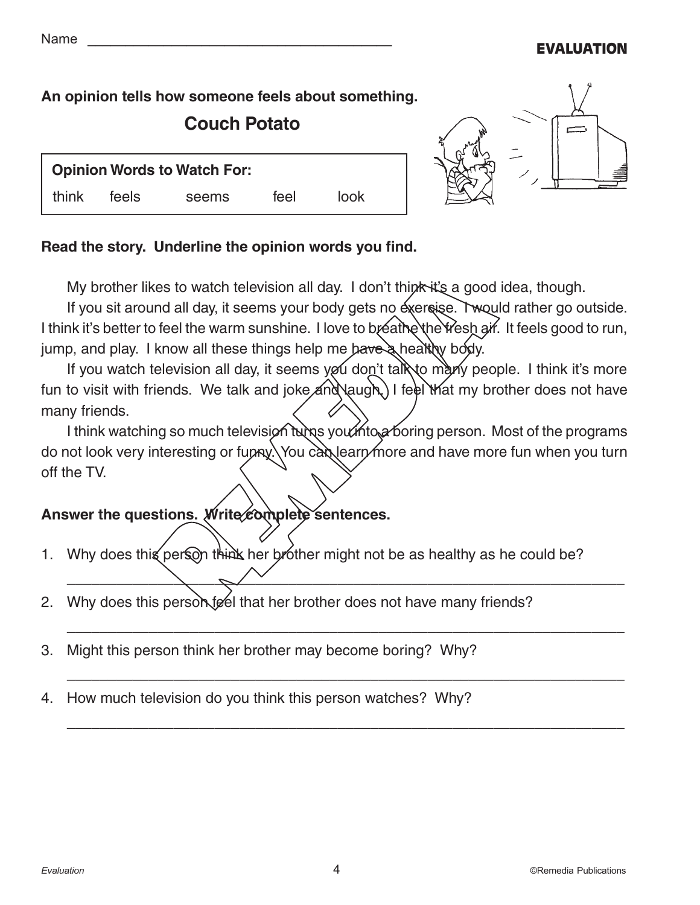Name ________________________________________

**EVALUATION**

**An opinion tells how someone feels about something.**

## Couch Potato

| **Opinion Words to Watch For:** | | | | |
|---|---|---|---|---|
| think | feels | seems | feel | look |

**Read the story. Underline the opinion words you find.**

My brother likes to watch television all day. I don't think it's a good idea, though.

If you sit around all day, it seems your body gets no exercise. I would rather go outside. I think it's better to feel the warm sunshine. I love to breathe the fresh air. It feels good to run, jump, and play. I know all these things help me have a healthy body.

If you watch television all day, it seems you don't talk to many people. I think it's more fun to visit with friends. We talk and joke and laugh. I feel that my brother does not have many friends.

I think watching so much television turns you into a boring person. Most of the programs do not look very interesting or funny. You can learn more and have more fun when you turn off the TV.

**Answer the questions. Write complete sentences.**

1. Why does this person think her brother might not be as healthy as he could be?

   ______________________________________________________________________

2. Why does this person feel that her brother does not have many friends?

   ______________________________________________________________________

3. Might this person think her brother may become boring? Why?

   ______________________________________________________________________

4. How much television do you think this person watches? Why?

   ______________________________________________________________________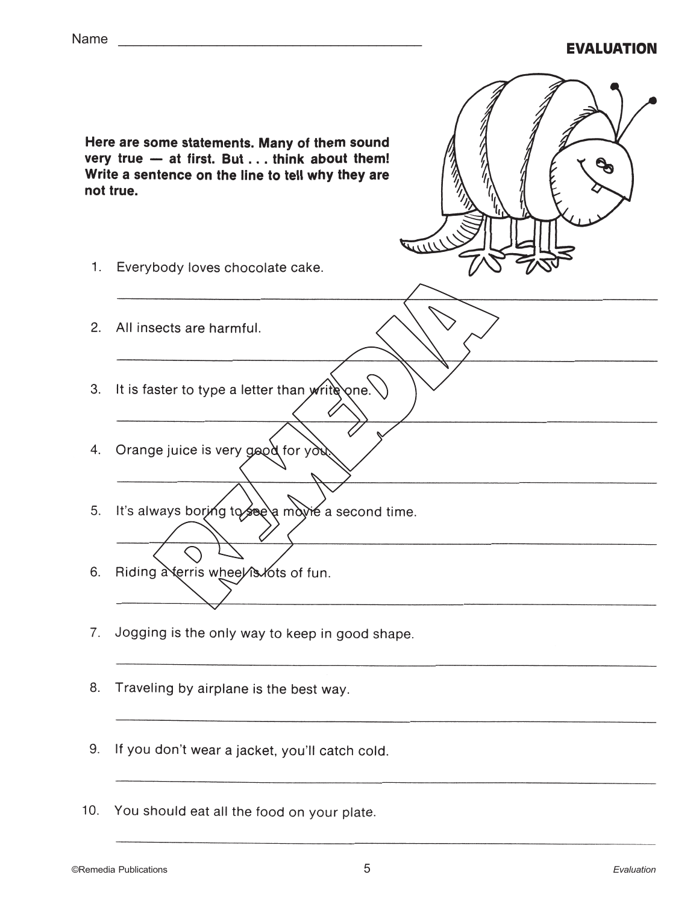Name ________________________________________

## EVALUATION

**Here are some statements. Many of them sound very true — at first. But . . . think about them! Write a sentence on the line to tell why they are not true.**

1. Everybody loves chocolate cake.

   ______________________________________________

2. All insects are harmful.

   ______________________________________________

3. It is faster to type a letter than write one.

   ______________________________________________

4. Orange juice is very good for you.

   ______________________________________________

5. It's always boring to see a movie a second time.

   ______________________________________________

6. Riding a ferris wheel is lots of fun.

   ______________________________________________

7. Jogging is the only way to keep in good shape.

   ______________________________________________

8. Traveling by airplane is the best way.

   ______________________________________________

9. If you don't wear a jacket, you'll catch cold.

   ______________________________________________

10. You should eat all the food on your plate.

    ______________________________________________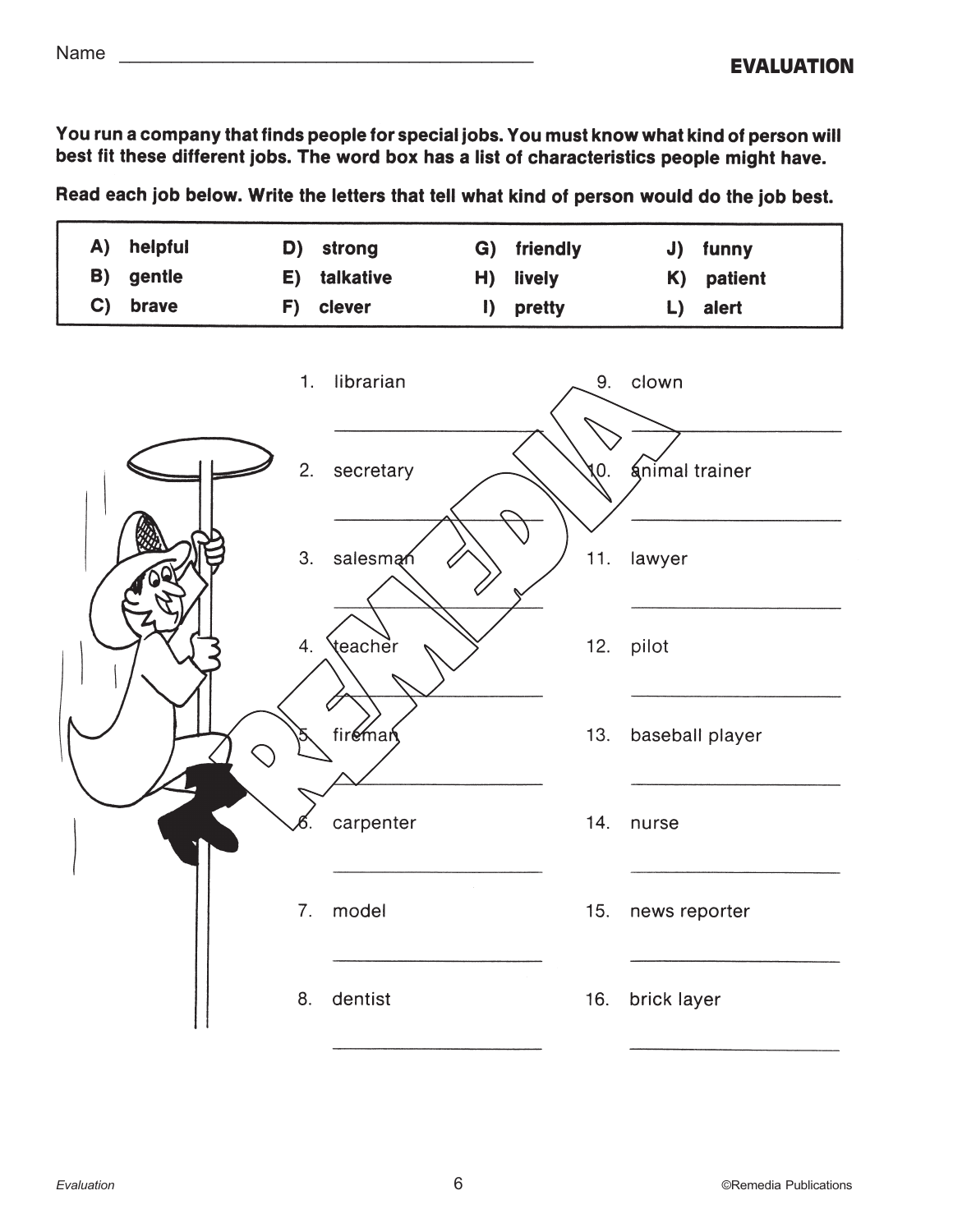Name ________________________________________

## EVALUATION

**You run a company that finds people for special jobs. You must know what kind of person will best fit these different jobs. The word box has a list of characteristics people might have.**

**Read each job below. Write the letters that tell what kind of person would do the job best.**

| | | | |
|---|---|---|---|
| **A) helpful** | **D) strong** | **G) friendly** | **J) funny** |
| **B) gentle** | **E) talkative** | **H) lively** | **K) patient** |
| **C) brave** | **F) clever** | **I) pretty** | **L) alert** |

1. librarian ____________________
2. secretary ____________________
3. salesman ____________________
4. teacher ____________________
5. fireman ____________________
6. carpenter ____________________
7. model ____________________
8. dentist ____________________
9. clown ____________________
10. animal trainer ____________________
11. lawyer ____________________
12. pilot ____________________
13. baseball player ____________________
14. nurse ____________________
15. news reporter ____________________
16. brick layer ____________________

*Evaluation* ©Remedia Publications